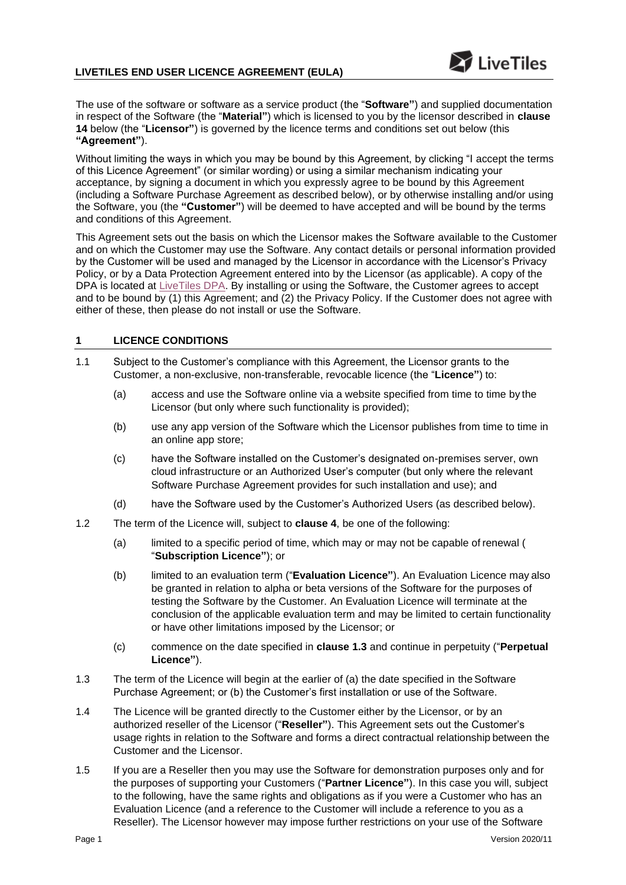# LIVETILES END USER LICENCE AGREEMENT (EULA)

The use of the software or software as a service product (the "**Software"**) and supplied documentation in respect of the Software (the "**Material"**) which is licensed to you by the licensor described in **clause 14** below (the "**Licensor"**) is governed by the licence terms and conditions set out below (this **"Agreement"**).

Without limiting the ways in which you may be bound by this Agreement, by clicking "I accept the terms of this Licence Agreement" (or similar wording) or using a similar mechanism indicating your acceptance, by signing a document in which you expressly agree to be bound by this Agreement (including a Software Purchase Agreement as described below), or by otherwise installing and/or using the Software, you (the **"Customer"**) will be deemed to have accepted and will be bound by the terms and conditions of this Agreement.

This Agreement sets out the basis on which the Licensor makes the Software available to the Customer and on which the Customer may use the Software. Any contact details or personal information provided by the Customer will be used and managed by the Licensor in accordance with the Licensor's Privacy Policy, or by a Data Protection Agreement entered into by the Licensor (as applicable). A copy of the DPA is located at LiveTiles DPA. By installing or using the Software, the Customer agrees to accept and to be bound by (1) this Agreement; and (2) the Privacy Policy. If the Customer does not agree with either of these, then please do not install or use the Software.

## 1 LICENCE CONDITIONS

1.1 Subject to the Customer's compliance with this Agreement, the Licensor grants to the Customer, a non-exclusive, non-transferable, revocable licence (the "**Licence"**) to:

(a) access and use the Software online via a website specified from time to time by the Licensor (but only where such functionality is provided);

(b) use any app version of the Software which the Licensor publishes from time to time in an online app store;

(c) have the Software installed on the Customer's designated on-premises server, own cloud infrastructure or an Authorized User's computer (but only where the relevant Software Purchase Agreement provides for such installation and use); and

(d) have the Software used by the Customer's Authorized Users (as described below).

1.2 The term of the Licence will, subject to **clause 4**, be one of the following:

(a) limited to a specific period of time, which may or may not be capable of renewal ( "**Subscription Licence"**); or

(b) limited to an evaluation term ("**Evaluation Licence"**). An Evaluation Licence may also be granted in relation to alpha or beta versions of the Software for the purposes of testing the Software by the Customer. An Evaluation Licence will terminate at the conclusion of the applicable evaluation term and may be limited to certain functionality or have other limitations imposed by the Licensor; or

(c) commence on the date specified in **clause 1.3** and continue in perpetuity ("**Perpetual Licence"**).

1.3 The term of the Licence will begin at the earlier of (a) the date specified in the Software Purchase Agreement; or (b) the Customer's first installation or use of the Software.

1.4 The Licence will be granted directly to the Customer either by the Licensor, or by an authorized reseller of the Licensor ("**Reseller"**). This Agreement sets out the Customer's usage rights in relation to the Software and forms a direct contractual relationship between the Customer and the Licensor.

1.5 If you are a Reseller then you may use the Software for demonstration purposes only and for the purposes of supporting your Customers ("**Partner Licence"**). In this case you will, subject to the following, have the same rights and obligations as if you were a Customer who has an Evaluation Licence (and a reference to the Customer will include a reference to you as a Reseller). The Licensor however may impose further restrictions on your use of the Software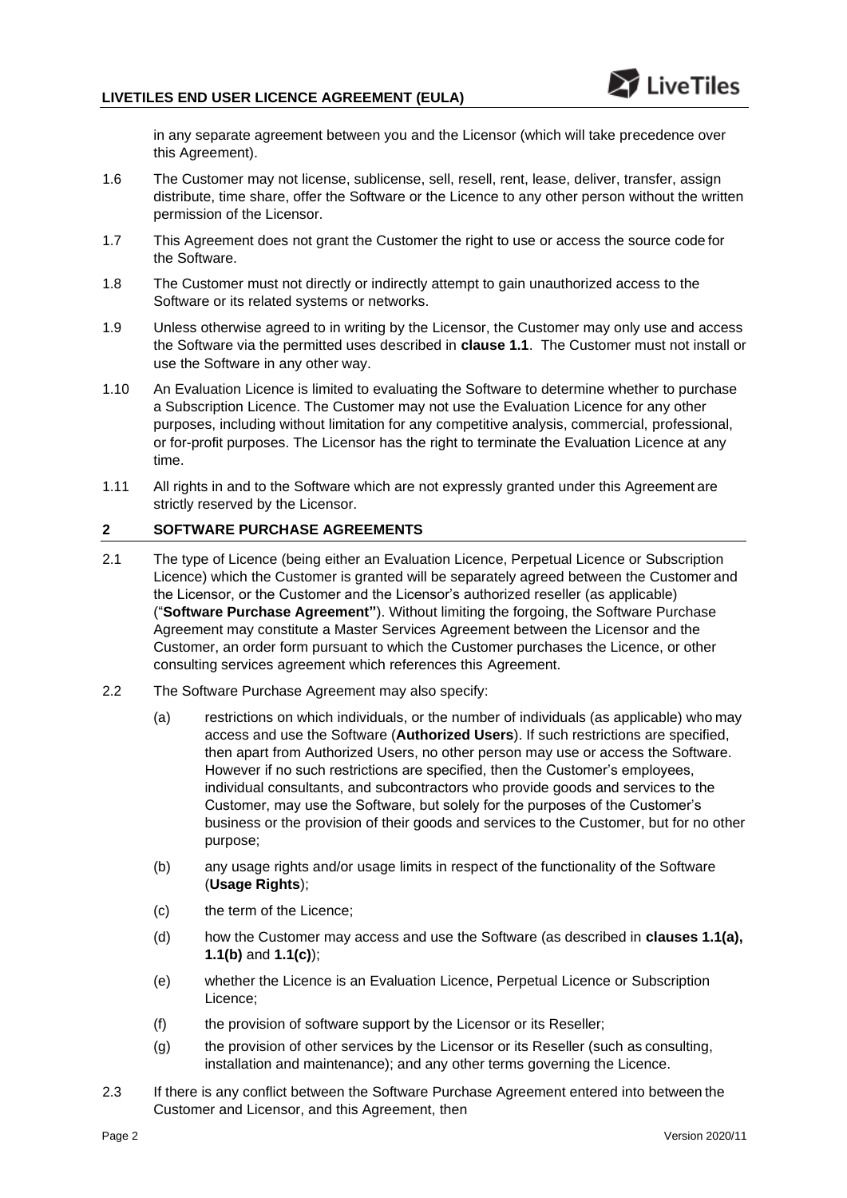in any separate agreement between you and the Licensor (which will take precedence over this Agreement).

1.6 The Customer may not license, sublicense, sell, resell, rent, lease, deliver, transfer, assign distribute, time share, offer the Software or the Licence to any other person without the written permission of the Licensor.

1.7 This Agreement does not grant the Customer the right to use or access the source code for the Software.

1.8 The Customer must not directly or indirectly attempt to gain unauthorized access to the Software or its related systems or networks.

1.9 Unless otherwise agreed to in writing by the Licensor, the Customer may only use and access the Software via the permitted uses described in **clause 1.1**. The Customer must not install or use the Software in any other way.

1.10 An Evaluation Licence is limited to evaluating the Software to determine whether to purchase a Subscription Licence. The Customer may not use the Evaluation Licence for any other purposes, including without limitation for any competitive analysis, commercial, professional, or for-profit purposes. The Licensor has the right to terminate the Evaluation Licence at any time.

1.11 All rights in and to the Software which are not expressly granted under this Agreement are strictly reserved by the Licensor.

## 2 SOFTWARE PURCHASE AGREEMENTS

2.1 The type of Licence (being either an Evaluation Licence, Perpetual Licence or Subscription Licence) which the Customer is granted will be separately agreed between the Customer and the Licensor, or the Customer and the Licensor's authorized reseller (as applicable) ("**Software Purchase Agreement"**). Without limiting the forgoing, the Software Purchase Agreement may constitute a Master Services Agreement between the Licensor and the Customer, an order form pursuant to which the Customer purchases the Licence, or other consulting services agreement which references this Agreement.

2.2 The Software Purchase Agreement may also specify:

(a) restrictions on which individuals, or the number of individuals (as applicable) who may access and use the Software (**Authorized Users**). If such restrictions are specified, then apart from Authorized Users, no other person may use or access the Software. However if no such restrictions are specified, then the Customer's employees, individual consultants, and subcontractors who provide goods and services to the Customer, may use the Software, but solely for the purposes of the Customer's business or the provision of their goods and services to the Customer, but for no other purpose;

(b) any usage rights and/or usage limits in respect of the functionality of the Software (**Usage Rights**);

(c) the term of the Licence;

(d) how the Customer may access and use the Software (as described in **clauses 1.1(a), 1.1(b)** and **1.1(c)**);

(e) whether the Licence is an Evaluation Licence, Perpetual Licence or Subscription Licence;

(f) the provision of software support by the Licensor or its Reseller;

(g) the provision of other services by the Licensor or its Reseller (such as consulting, installation and maintenance); and any other terms governing the Licence.

2.3 If there is any conflict between the Software Purchase Agreement entered into between the Customer and Licensor, and this Agreement, then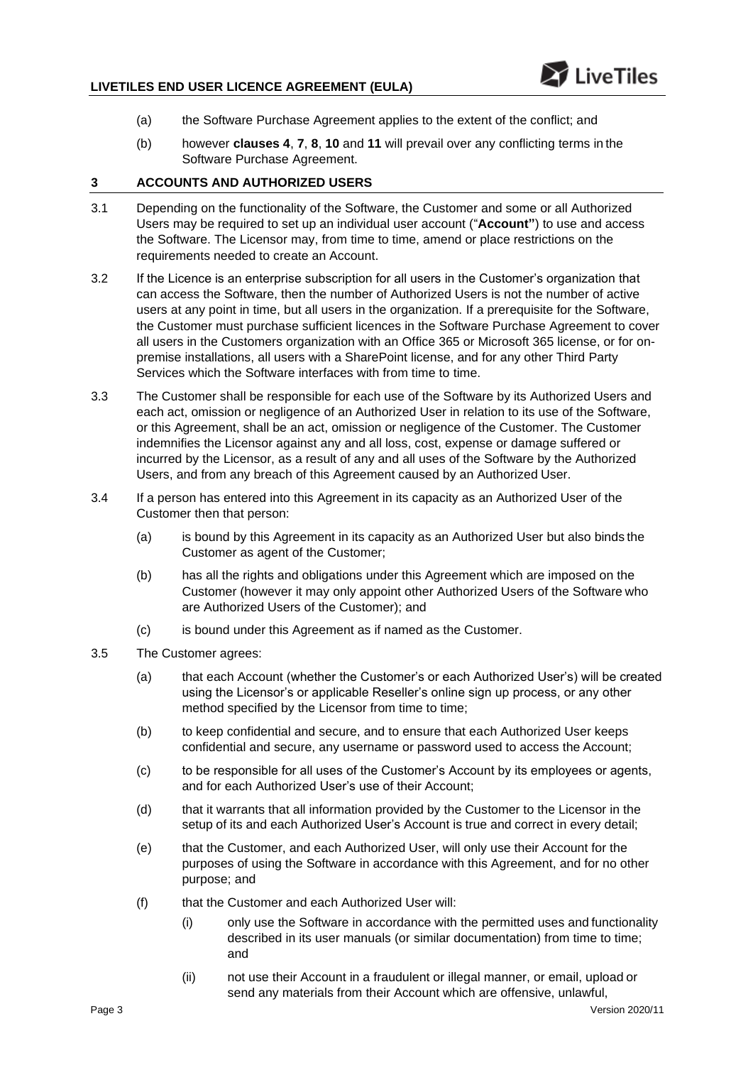(a) the Software Purchase Agreement applies to the extent of the conflict; and

(b) however **clauses 4**, **7**, **8**, **10** and **11** will prevail over any conflicting terms in the Software Purchase Agreement.

## 3 ACCOUNTS AND AUTHORIZED USERS

3.1 Depending on the functionality of the Software, the Customer and some or all Authorized Users may be required to set up an individual user account ("**Account"**) to use and access the Software. The Licensor may, from time to time, amend or place restrictions on the requirements needed to create an Account.

3.2 If the Licence is an enterprise subscription for all users in the Customer's organization that can access the Software, then the number of Authorized Users is not the number of active users at any point in time, but all users in the organization. If a prerequisite for the Software, the Customer must purchase sufficient licences in the Software Purchase Agreement to cover all users in the Customers organization with an Office 365 or Microsoft 365 license, or for on-premise installations, all users with a SharePoint license, and for any other Third Party Services which the Software interfaces with from time to time.

3.3 The Customer shall be responsible for each use of the Software by its Authorized Users and each act, omission or negligence of an Authorized User in relation to its use of the Software, or this Agreement, shall be an act, omission or negligence of the Customer. The Customer indemnifies the Licensor against any and all loss, cost, expense or damage suffered or incurred by the Licensor, as a result of any and all uses of the Software by the Authorized Users, and from any breach of this Agreement caused by an Authorized User.

3.4 If a person has entered into this Agreement in its capacity as an Authorized User of the Customer then that person:

(a) is bound by this Agreement in its capacity as an Authorized User but also binds the Customer as agent of the Customer;

(b) has all the rights and obligations under this Agreement which are imposed on the Customer (however it may only appoint other Authorized Users of the Software who are Authorized Users of the Customer); and

(c) is bound under this Agreement as if named as the Customer.

3.5 The Customer agrees:

(a) that each Account (whether the Customer's or each Authorized User's) will be created using the Licensor's or applicable Reseller's online sign up process, or any other method specified by the Licensor from time to time;

(b) to keep confidential and secure, and to ensure that each Authorized User keeps confidential and secure, any username or password used to access the Account;

(c) to be responsible for all uses of the Customer's Account by its employees or agents, and for each Authorized User's use of their Account;

(d) that it warrants that all information provided by the Customer to the Licensor in the setup of its and each Authorized User's Account is true and correct in every detail;

(e) that the Customer, and each Authorized User, will only use their Account for the purposes of using the Software in accordance with this Agreement, and for no other purpose; and

(f) that the Customer and each Authorized User will:

(i) only use the Software in accordance with the permitted uses and functionality described in its user manuals (or similar documentation) from time to time; and

(ii) not use their Account in a fraudulent or illegal manner, or email, upload or send any materials from their Account which are offensive, unlawful,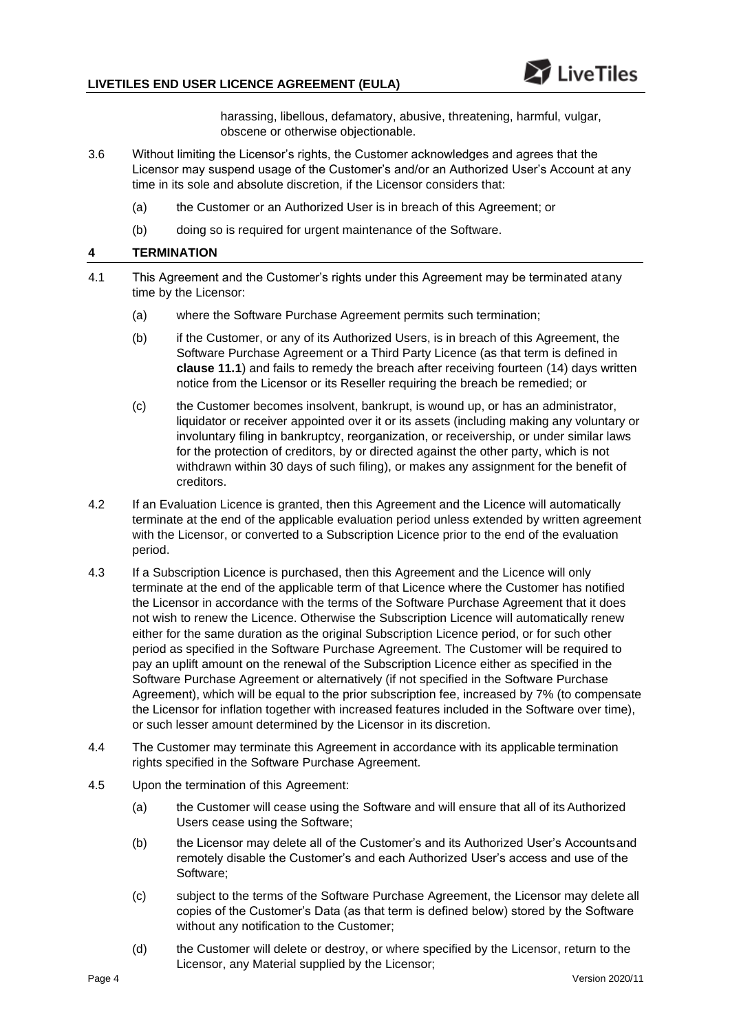harassing, libellous, defamatory, abusive, threatening, harmful, vulgar, obscene or otherwise objectionable.

3.6 Without limiting the Licensor's rights, the Customer acknowledges and agrees that the Licensor may suspend usage of the Customer's and/or an Authorized User's Account at any time in its sole and absolute discretion, if the Licensor considers that:

(a) the Customer or an Authorized User is in breach of this Agreement; or

(b) doing so is required for urgent maintenance of the Software.

## 4 TERMINATION

4.1 This Agreement and the Customer's rights under this Agreement may be terminated atany time by the Licensor:

(a) where the Software Purchase Agreement permits such termination;

(b) if the Customer, or any of its Authorized Users, is in breach of this Agreement, the Software Purchase Agreement or a Third Party Licence (as that term is defined in **clause 11.1**) and fails to remedy the breach after receiving fourteen (14) days written notice from the Licensor or its Reseller requiring the breach be remedied; or

(c) the Customer becomes insolvent, bankrupt, is wound up, or has an administrator, liquidator or receiver appointed over it or its assets (including making any voluntary or involuntary filing in bankruptcy, reorganization, or receivership, or under similar laws for the protection of creditors, by or directed against the other party, which is not withdrawn within 30 days of such filing), or makes any assignment for the benefit of creditors.

4.2 If an Evaluation Licence is granted, then this Agreement and the Licence will automatically terminate at the end of the applicable evaluation period unless extended by written agreement with the Licensor, or converted to a Subscription Licence prior to the end of the evaluation period.

4.3 If a Subscription Licence is purchased, then this Agreement and the Licence will only terminate at the end of the applicable term of that Licence where the Customer has notified the Licensor in accordance with the terms of the Software Purchase Agreement that it does not wish to renew the Licence. Otherwise the Subscription Licence will automatically renew either for the same duration as the original Subscription Licence period, or for such other period as specified in the Software Purchase Agreement. The Customer will be required to pay an uplift amount on the renewal of the Subscription Licence either as specified in the Software Purchase Agreement or alternatively (if not specified in the Software Purchase Agreement), which will be equal to the prior subscription fee, increased by 7% (to compensate the Licensor for inflation together with increased features included in the Software over time), or such lesser amount determined by the Licensor in its discretion.

4.4 The Customer may terminate this Agreement in accordance with its applicable termination rights specified in the Software Purchase Agreement.

4.5 Upon the termination of this Agreement:

(a) the Customer will cease using the Software and will ensure that all of its Authorized Users cease using the Software;

(b) the Licensor may delete all of the Customer's and its Authorized User's Accountsand remotely disable the Customer's and each Authorized User's access and use of the Software;

(c) subject to the terms of the Software Purchase Agreement, the Licensor may delete all copies of the Customer's Data (as that term is defined below) stored by the Software without any notification to the Customer;

(d) the Customer will delete or destroy, or where specified by the Licensor, return to the Licensor, any Material supplied by the Licensor;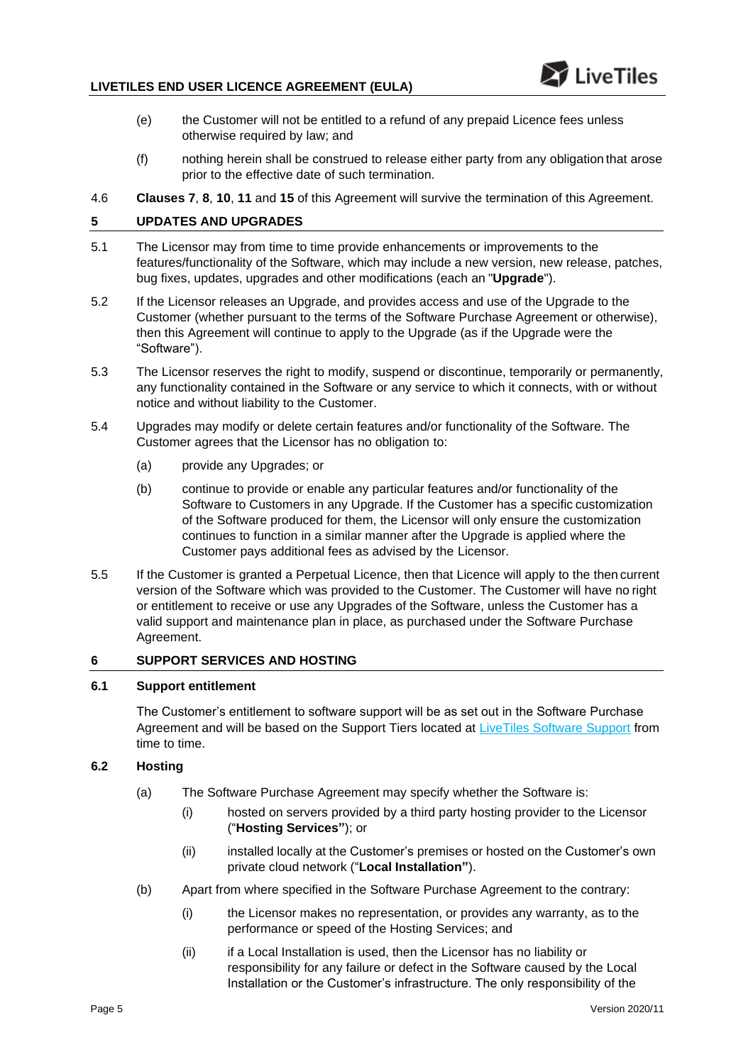(e) the Customer will not be entitled to a refund of any prepaid Licence fees unless otherwise required by law; and

(f) nothing herein shall be construed to release either party from any obligation that arose prior to the effective date of such termination.

4.6 **Clauses 7**, **8**, **10**, **11** and **15** of this Agreement will survive the termination of this Agreement.

## 5 UPDATES AND UPGRADES

5.1 The Licensor may from time to time provide enhancements or improvements to the features/functionality of the Software, which may include a new version, new release, patches, bug fixes, updates, upgrades and other modifications (each an "**Upgrade**").

5.2 If the Licensor releases an Upgrade, and provides access and use of the Upgrade to the Customer (whether pursuant to the terms of the Software Purchase Agreement or otherwise), then this Agreement will continue to apply to the Upgrade (as if the Upgrade were the "Software").

5.3 The Licensor reserves the right to modify, suspend or discontinue, temporarily or permanently, any functionality contained in the Software or any service to which it connects, with or without notice and without liability to the Customer.

5.4 Upgrades may modify or delete certain features and/or functionality of the Software. The Customer agrees that the Licensor has no obligation to:

(a) provide any Upgrades; or

(b) continue to provide or enable any particular features and/or functionality of the Software to Customers in any Upgrade. If the Customer has a specific customization of the Software produced for them, the Licensor will only ensure the customization continues to function in a similar manner after the Upgrade is applied where the Customer pays additional fees as advised by the Licensor.

5.5 If the Customer is granted a Perpetual Licence, then that Licence will apply to the then current version of the Software which was provided to the Customer. The Customer will have no right or entitlement to receive or use any Upgrades of the Software, unless the Customer has a valid support and maintenance plan in place, as purchased under the Software Purchase Agreement.

## 6 SUPPORT SERVICES AND HOSTING

### 6.1 Support entitlement

The Customer's entitlement to software support will be as set out in the Software Purchase Agreement and will be based on the Support Tiers located at LiveTiles Software Support from time to time.

### 6.2 Hosting

(a) The Software Purchase Agreement may specify whether the Software is:

(i) hosted on servers provided by a third party hosting provider to the Licensor ("**Hosting Services"**); or

(ii) installed locally at the Customer's premises or hosted on the Customer's own private cloud network ("**Local Installation"**).

(b) Apart from where specified in the Software Purchase Agreement to the contrary:

(i) the Licensor makes no representation, or provides any warranty, as to the performance or speed of the Hosting Services; and

(ii) if a Local Installation is used, then the Licensor has no liability or responsibility for any failure or defect in the Software caused by the Local Installation or the Customer's infrastructure. The only responsibility of the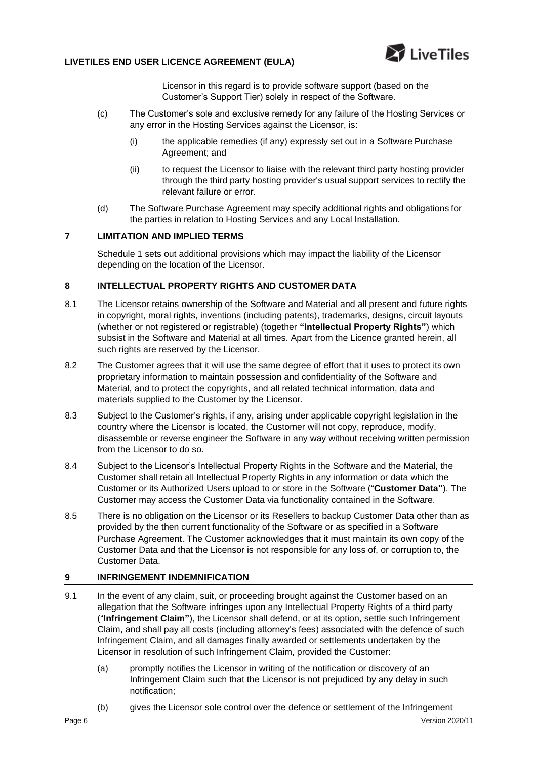Licensor in this regard is to provide software support (based on the Customer's Support Tier) solely in respect of the Software.

(c) The Customer's sole and exclusive remedy for any failure of the Hosting Services or any error in the Hosting Services against the Licensor, is:

(i) the applicable remedies (if any) expressly set out in a Software Purchase Agreement; and

(ii) to request the Licensor to liaise with the relevant third party hosting provider through the third party hosting provider's usual support services to rectify the relevant failure or error.

(d) The Software Purchase Agreement may specify additional rights and obligations for the parties in relation to Hosting Services and any Local Installation.

## 7 LIMITATION AND IMPLIED TERMS

Schedule 1 sets out additional provisions which may impact the liability of the Licensor depending on the location of the Licensor.

## 8 INTELLECTUAL PROPERTY RIGHTS AND CUSTOMER DATA

8.1 The Licensor retains ownership of the Software and Material and all present and future rights in copyright, moral rights, inventions (including patents), trademarks, designs, circuit layouts (whether or not registered or registrable) (together **"Intellectual Property Rights"**) which subsist in the Software and Material at all times. Apart from the Licence granted herein, all such rights are reserved by the Licensor.

8.2 The Customer agrees that it will use the same degree of effort that it uses to protect its own proprietary information to maintain possession and confidentiality of the Software and Material, and to protect the copyrights, and all related technical information, data and materials supplied to the Customer by the Licensor.

8.3 Subject to the Customer's rights, if any, arising under applicable copyright legislation in the country where the Licensor is located, the Customer will not copy, reproduce, modify, disassemble or reverse engineer the Software in any way without receiving written permission from the Licensor to do so.

8.4 Subject to the Licensor's Intellectual Property Rights in the Software and the Material, the Customer shall retain all Intellectual Property Rights in any information or data which the Customer or its Authorized Users upload to or store in the Software ("**Customer Data"**). The Customer may access the Customer Data via functionality contained in the Software.

8.5 There is no obligation on the Licensor or its Resellers to backup Customer Data other than as provided by the then current functionality of the Software or as specified in a Software Purchase Agreement. The Customer acknowledges that it must maintain its own copy of the Customer Data and that the Licensor is not responsible for any loss of, or corruption to, the Customer Data.

## 9 INFRINGEMENT INDEMNIFICATION

9.1 In the event of any claim, suit, or proceeding brought against the Customer based on an allegation that the Software infringes upon any Intellectual Property Rights of a third party ("**Infringement Claim"**), the Licensor shall defend, or at its option, settle such Infringement Claim, and shall pay all costs (including attorney's fees) associated with the defence of such Infringement Claim, and all damages finally awarded or settlements undertaken by the Licensor in resolution of such Infringement Claim, provided the Customer:

(a) promptly notifies the Licensor in writing of the notification or discovery of an Infringement Claim such that the Licensor is not prejudiced by any delay in such notification;

(b) gives the Licensor sole control over the defence or settlement of the Infringement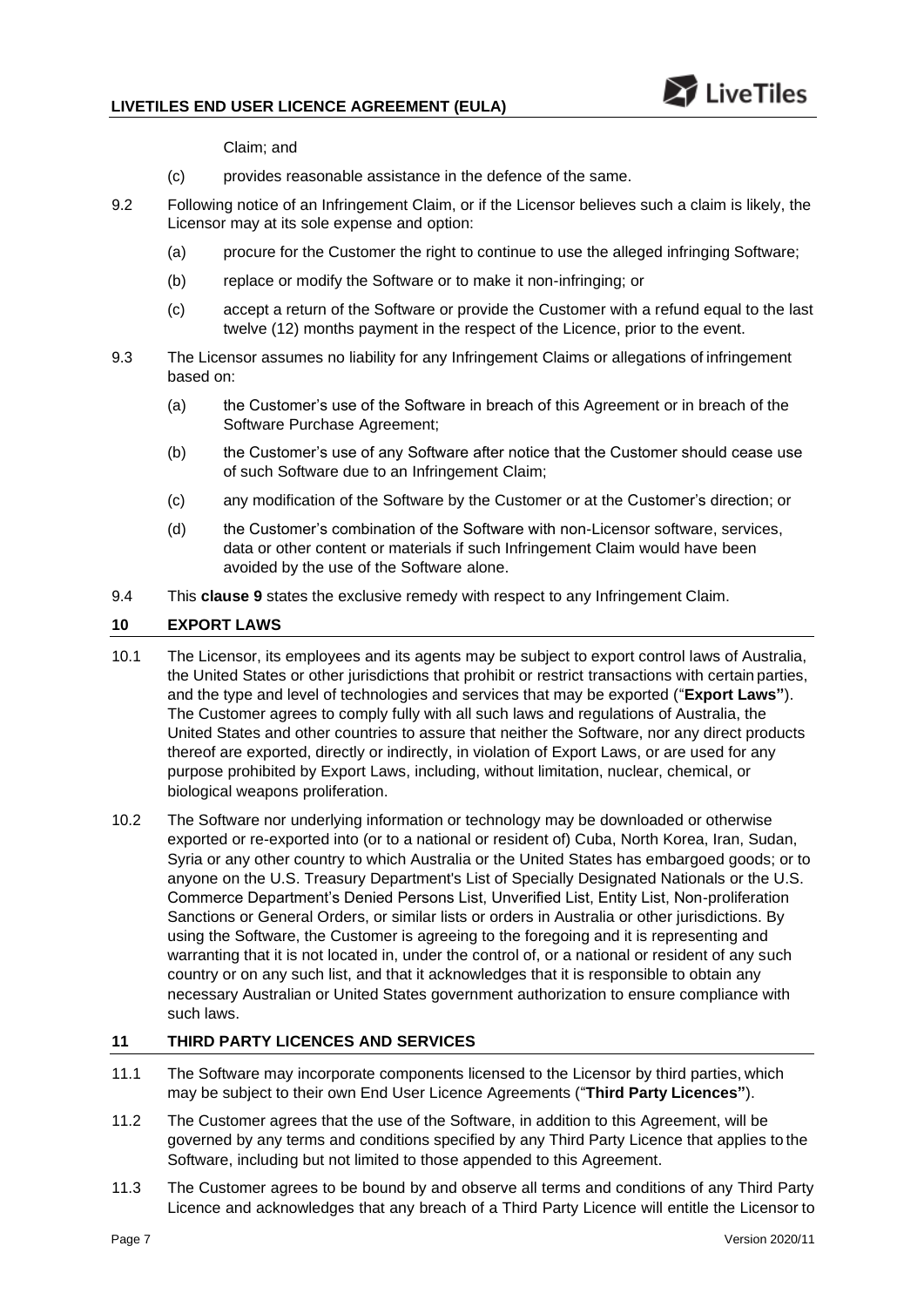Claim; and

(c) provides reasonable assistance in the defence of the same.

9.2 Following notice of an Infringement Claim, or if the Licensor believes such a claim is likely, the Licensor may at its sole expense and option:

(a) procure for the Customer the right to continue to use the alleged infringing Software;

(b) replace or modify the Software or to make it non-infringing; or

(c) accept a return of the Software or provide the Customer with a refund equal to the last twelve (12) months payment in the respect of the Licence, prior to the event.

9.3 The Licensor assumes no liability for any Infringement Claims or allegations of infringement based on:

(a) the Customer's use of the Software in breach of this Agreement or in breach of the Software Purchase Agreement;

(b) the Customer's use of any Software after notice that the Customer should cease use of such Software due to an Infringement Claim;

(c) any modification of the Software by the Customer or at the Customer's direction; or

(d) the Customer's combination of the Software with non-Licensor software, services, data or other content or materials if such Infringement Claim would have been avoided by the use of the Software alone.

9.4 This **clause 9** states the exclusive remedy with respect to any Infringement Claim.

## 10 EXPORT LAWS

10.1 The Licensor, its employees and its agents may be subject to export control laws of Australia, the United States or other jurisdictions that prohibit or restrict transactions with certain parties, and the type and level of technologies and services that may be exported ("**Export Laws"**). The Customer agrees to comply fully with all such laws and regulations of Australia, the United States and other countries to assure that neither the Software, nor any direct products thereof are exported, directly or indirectly, in violation of Export Laws, or are used for any purpose prohibited by Export Laws, including, without limitation, nuclear, chemical, or biological weapons proliferation.

10.2 The Software nor underlying information or technology may be downloaded or otherwise exported or re-exported into (or to a national or resident of) Cuba, North Korea, Iran, Sudan, Syria or any other country to which Australia or the United States has embargoed goods; or to anyone on the U.S. Treasury Department's List of Specially Designated Nationals or the U.S. Commerce Department's Denied Persons List, Unverified List, Entity List, Non-proliferation Sanctions or General Orders, or similar lists or orders in Australia or other jurisdictions. By using the Software, the Customer is agreeing to the foregoing and it is representing and warranting that it is not located in, under the control of, or a national or resident of any such country or on any such list, and that it acknowledges that it is responsible to obtain any necessary Australian or United States government authorization to ensure compliance with such laws.

## 11 THIRD PARTY LICENCES AND SERVICES

11.1 The Software may incorporate components licensed to the Licensor by third parties, which may be subject to their own End User Licence Agreements ("**Third Party Licences"**).

11.2 The Customer agrees that the use of the Software, in addition to this Agreement, will be governed by any terms and conditions specified by any Third Party Licence that applies to the Software, including but not limited to those appended to this Agreement.

11.3 The Customer agrees to be bound by and observe all terms and conditions of any Third Party Licence and acknowledges that any breach of a Third Party Licence will entitle the Licensor to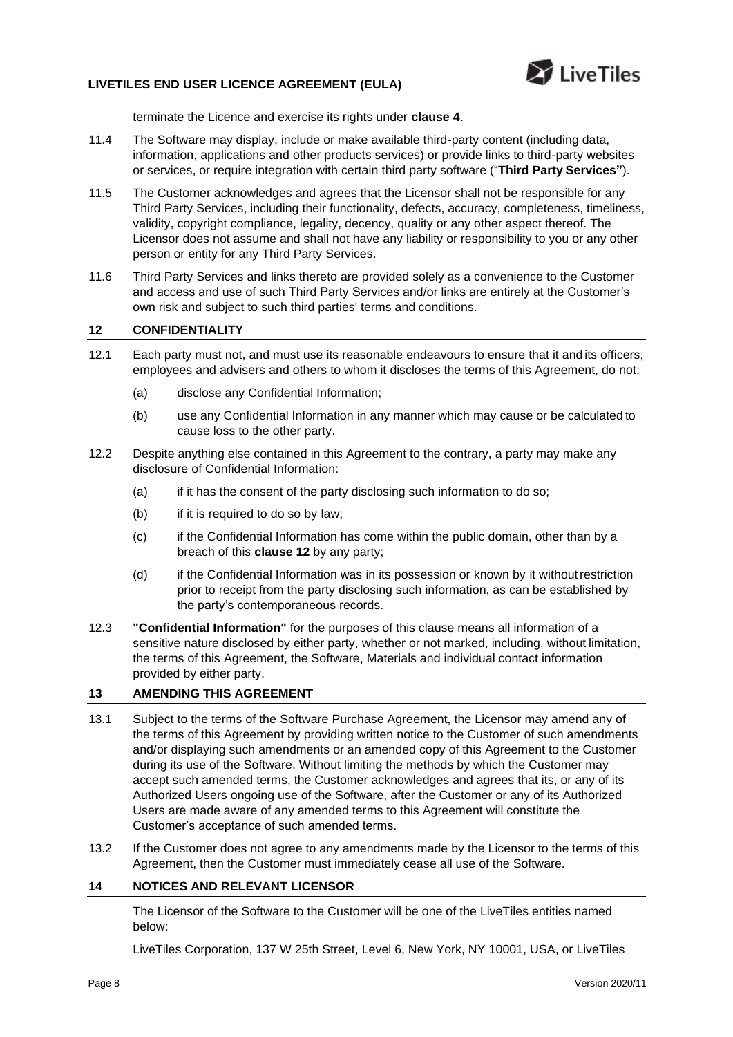terminate the Licence and exercise its rights under **clause 4**.

11.4 The Software may display, include or make available third-party content (including data, information, applications and other products services) or provide links to third-party websites or services, or require integration with certain third party software ("**Third Party Services"**).

11.5 The Customer acknowledges and agrees that the Licensor shall not be responsible for any Third Party Services, including their functionality, defects, accuracy, completeness, timeliness, validity, copyright compliance, legality, decency, quality or any other aspect thereof. The Licensor does not assume and shall not have any liability or responsibility to you or any other person or entity for any Third Party Services.

11.6 Third Party Services and links thereto are provided solely as a convenience to the Customer and access and use of such Third Party Services and/or links are entirely at the Customer's own risk and subject to such third parties' terms and conditions.

## 12 CONFIDENTIALITY

12.1 Each party must not, and must use its reasonable endeavours to ensure that it and its officers, employees and advisers and others to whom it discloses the terms of this Agreement, do not:

(a) disclose any Confidential Information;

(b) use any Confidential Information in any manner which may cause or be calculated to cause loss to the other party.

12.2 Despite anything else contained in this Agreement to the contrary, a party may make any disclosure of Confidential Information:

(a) if it has the consent of the party disclosing such information to do so;

(b) if it is required to do so by law;

(c) if the Confidential Information has come within the public domain, other than by a breach of this **clause 12** by any party;

(d) if the Confidential Information was in its possession or known by it without restriction prior to receipt from the party disclosing such information, as can be established by the party's contemporaneous records.

12.3 **"Confidential Information"** for the purposes of this clause means all information of a sensitive nature disclosed by either party, whether or not marked, including, without limitation, the terms of this Agreement, the Software, Materials and individual contact information provided by either party.

## 13 AMENDING THIS AGREEMENT

13.1 Subject to the terms of the Software Purchase Agreement, the Licensor may amend any of the terms of this Agreement by providing written notice to the Customer of such amendments and/or displaying such amendments or an amended copy of this Agreement to the Customer during its use of the Software. Without limiting the methods by which the Customer may accept such amended terms, the Customer acknowledges and agrees that its, or any of its Authorized Users ongoing use of the Software, after the Customer or any of its Authorized Users are made aware of any amended terms to this Agreement will constitute the Customer's acceptance of such amended terms.

13.2 If the Customer does not agree to any amendments made by the Licensor to the terms of this Agreement, then the Customer must immediately cease all use of the Software.

## 14 NOTICES AND RELEVANT LICENSOR

The Licensor of the Software to the Customer will be one of the LiveTiles entities named below:

LiveTiles Corporation, 137 W 25th Street, Level 6, New York, NY 10001, USA, or LiveTiles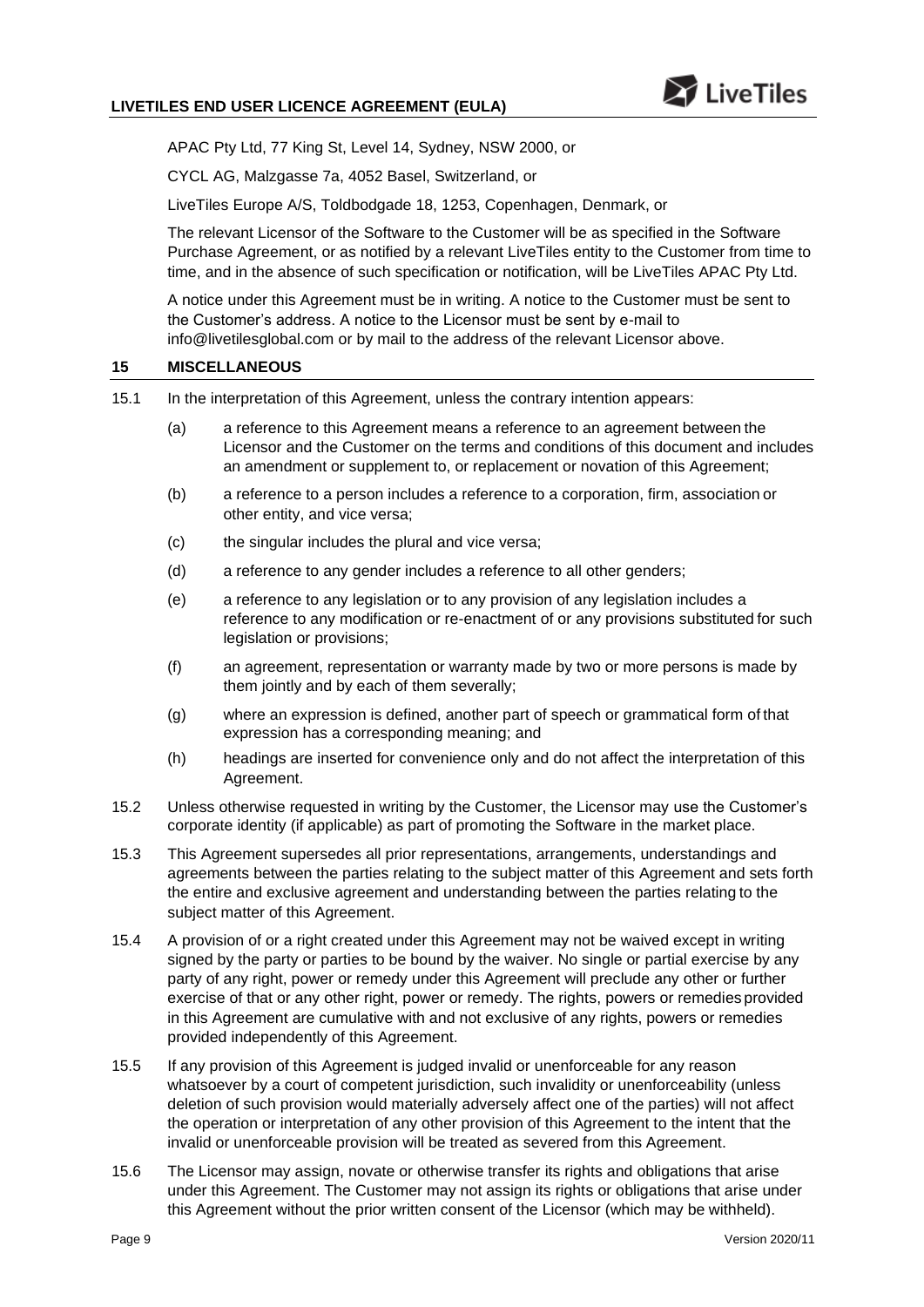APAC Pty Ltd, 77 King St, Level 14, Sydney, NSW 2000, or

CYCL AG, Malzgasse 7a, 4052 Basel, Switzerland, or

LiveTiles Europe A/S, Toldbodgade 18, 1253, Copenhagen, Denmark, or

The relevant Licensor of the Software to the Customer will be as specified in the Software Purchase Agreement, or as notified by a relevant LiveTiles entity to the Customer from time to time, and in the absence of such specification or notification, will be LiveTiles APAC Pty Ltd.

A notice under this Agreement must be in writing. A notice to the Customer must be sent to the Customer's address. A notice to the Licensor must be sent by e-mail to info@livetilesglobal.com or by mail to the address of the relevant Licensor above.

## 15 MISCELLANEOUS

15.1 In the interpretation of this Agreement, unless the contrary intention appears:

- (a) a reference to this Agreement means a reference to an agreement between the Licensor and the Customer on the terms and conditions of this document and includes an amendment or supplement to, or replacement or novation of this Agreement;
- (b) a reference to a person includes a reference to a corporation, firm, association or other entity, and vice versa;
- (c) the singular includes the plural and vice versa;
- (d) a reference to any gender includes a reference to all other genders;
- (e) a reference to any legislation or to any provision of any legislation includes a reference to any modification or re-enactment of or any provisions substituted for such legislation or provisions;
- (f) an agreement, representation or warranty made by two or more persons is made by them jointly and by each of them severally;
- (g) where an expression is defined, another part of speech or grammatical form of that expression has a corresponding meaning; and
- (h) headings are inserted for convenience only and do not affect the interpretation of this Agreement.

15.2 Unless otherwise requested in writing by the Customer, the Licensor may use the Customer's corporate identity (if applicable) as part of promoting the Software in the market place.

15.3 This Agreement supersedes all prior representations, arrangements, understandings and agreements between the parties relating to the subject matter of this Agreement and sets forth the entire and exclusive agreement and understanding between the parties relating to the subject matter of this Agreement.

15.4 A provision of or a right created under this Agreement may not be waived except in writing signed by the party or parties to be bound by the waiver. No single or partial exercise by any party of any right, power or remedy under this Agreement will preclude any other or further exercise of that or any other right, power or remedy. The rights, powers or remedies provided in this Agreement are cumulative with and not exclusive of any rights, powers or remedies provided independently of this Agreement.

15.5 If any provision of this Agreement is judged invalid or unenforceable for any reason whatsoever by a court of competent jurisdiction, such invalidity or unenforceability (unless deletion of such provision would materially adversely affect one of the parties) will not affect the operation or interpretation of any other provision of this Agreement to the intent that the invalid or unenforceable provision will be treated as severed from this Agreement.

15.6 The Licensor may assign, novate or otherwise transfer its rights and obligations that arise under this Agreement. The Customer may not assign its rights or obligations that arise under this Agreement without the prior written consent of the Licensor (which may be withheld).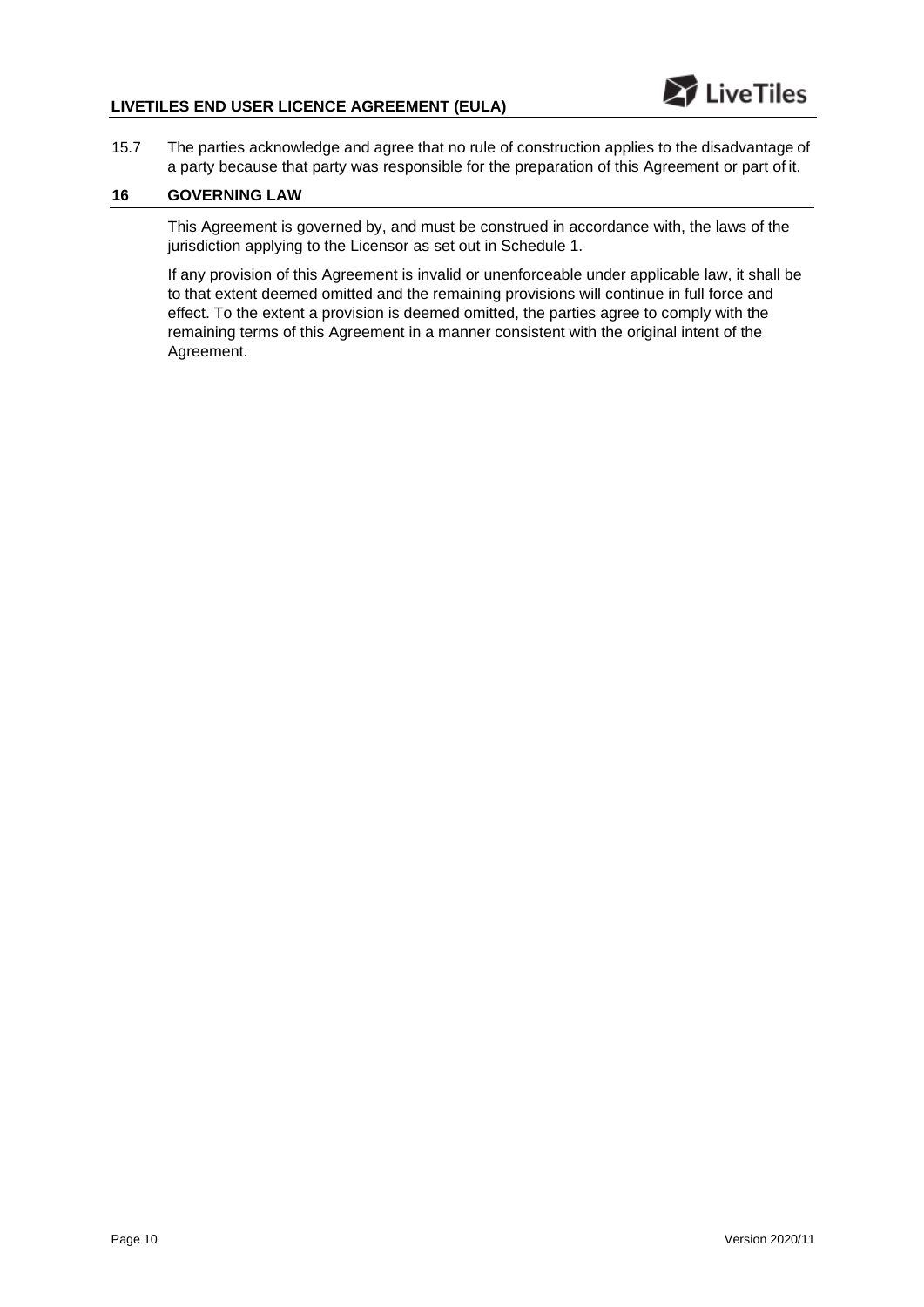15.7 The parties acknowledge and agree that no rule of construction applies to the disadvantage of a party because that party was responsible for the preparation of this Agreement or part of it.

## 16 GOVERNING LAW

This Agreement is governed by, and must be construed in accordance with, the laws of the jurisdiction applying to the Licensor as set out in Schedule 1.

If any provision of this Agreement is invalid or unenforceable under applicable law, it shall be to that extent deemed omitted and the remaining provisions will continue in full force and effect. To the extent a provision is deemed omitted, the parties agree to comply with the remaining terms of this Agreement in a manner consistent with the original intent of the Agreement.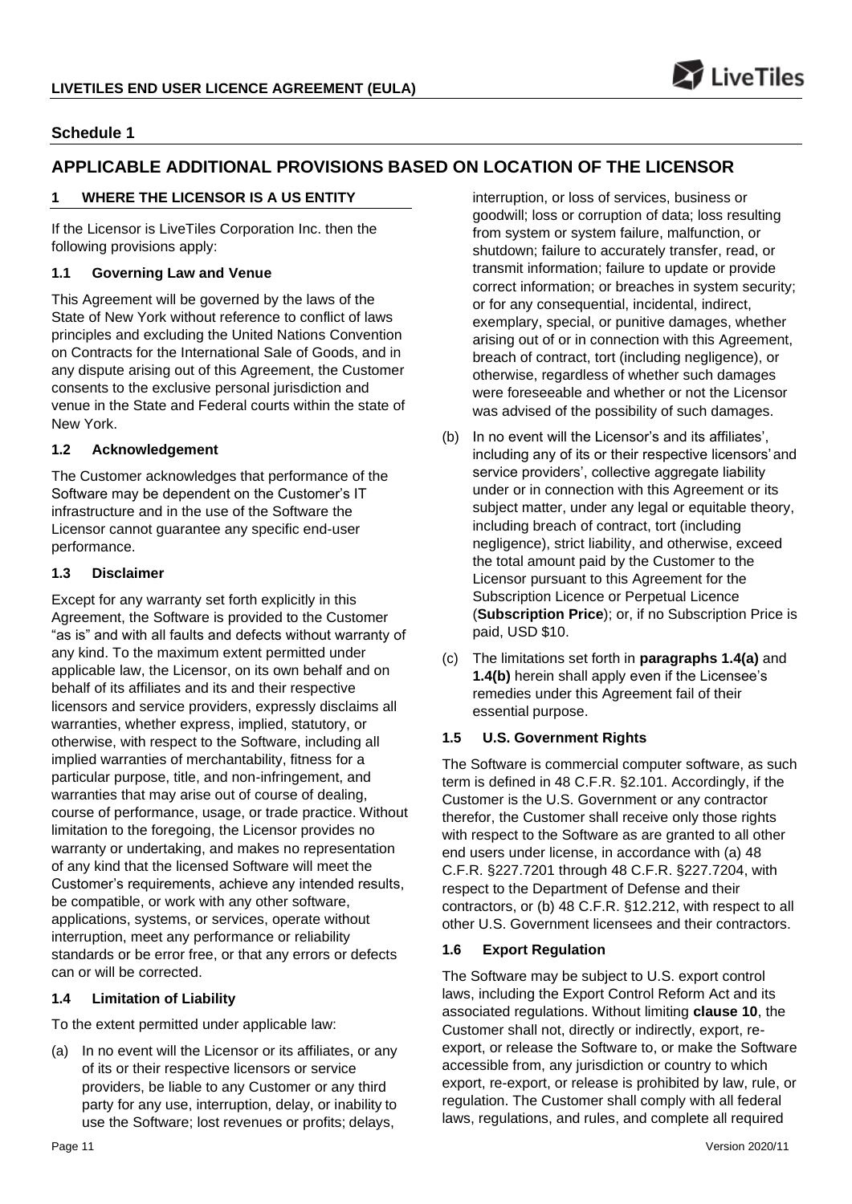## Schedule 1

## APPLICABLE ADDITIONAL PROVISIONS BASED ON LOCATION OF THE LICENSOR

### 1 WHERE THE LICENSOR IS A US ENTITY

If the Licensor is LiveTiles Corporation Inc. then the following provisions apply:

#### 1.1 Governing Law and Venue

This Agreement will be governed by the laws of the State of New York without reference to conflict of laws principles and excluding the United Nations Convention on Contracts for the International Sale of Goods, and in any dispute arising out of this Agreement, the Customer consents to the exclusive personal jurisdiction and venue in the State and Federal courts within the state of New York.

#### 1.2 Acknowledgement

The Customer acknowledges that performance of the Software may be dependent on the Customer's IT infrastructure and in the use of the Software the Licensor cannot guarantee any specific end-user performance.

#### 1.3 Disclaimer

Except for any warranty set forth explicitly in this Agreement, the Software is provided to the Customer "as is" and with all faults and defects without warranty of any kind. To the maximum extent permitted under applicable law, the Licensor, on its own behalf and on behalf of its affiliates and its and their respective licensors and service providers, expressly disclaims all warranties, whether express, implied, statutory, or otherwise, with respect to the Software, including all implied warranties of merchantability, fitness for a particular purpose, title, and non-infringement, and warranties that may arise out of course of dealing, course of performance, usage, or trade practice. Without limitation to the foregoing, the Licensor provides no warranty or undertaking, and makes no representation of any kind that the licensed Software will meet the Customer's requirements, achieve any intended results, be compatible, or work with any other software, applications, systems, or services, operate without interruption, meet any performance or reliability standards or be error free, or that any errors or defects can or will be corrected.

#### 1.4 Limitation of Liability

To the extent permitted under applicable law:

(a) In no event will the Licensor or its affiliates, or any of its or their respective licensors or service providers, be liable to any Customer or any third party for any use, interruption, delay, or inability to use the Software; lost revenues or profits; delays, interruption, or loss of services, business or goodwill; loss or corruption of data; loss resulting from system or system failure, malfunction, or shutdown; failure to accurately transfer, read, or transmit information; failure to update or provide correct information; or breaches in system security; or for any consequential, incidental, indirect, exemplary, special, or punitive damages, whether arising out of or in connection with this Agreement, breach of contract, tort (including negligence), or otherwise, regardless of whether such damages were foreseeable and whether or not the Licensor was advised of the possibility of such damages.

(b) In no event will the Licensor's and its affiliates', including any of its or their respective licensors' and service providers', collective aggregate liability under or in connection with this Agreement or its subject matter, under any legal or equitable theory, including breach of contract, tort (including negligence), strict liability, and otherwise, exceed the total amount paid by the Customer to the Licensor pursuant to this Agreement for the Subscription Licence or Perpetual Licence (**Subscription Price**); or, if no Subscription Price is paid, USD $10.

(c) The limitations set forth in **paragraphs 1.4(a)** and **1.4(b)** herein shall apply even if the Licensee's remedies under this Agreement fail of their essential purpose.

#### 1.5 U.S. Government Rights

The Software is commercial computer software, as such term is defined in 48 C.F.R. §2.101. Accordingly, if the Customer is the U.S. Government or any contractor therefor, the Customer shall receive only those rights with respect to the Software as are granted to all other end users under license, in accordance with (a) 48 C.F.R. §227.7201 through 48 C.F.R. §227.7204, with respect to the Department of Defense and their contractors, or (b) 48 C.F.R. §12.212, with respect to all other U.S. Government licensees and their contractors.

#### 1.6 Export Regulation

The Software may be subject to U.S. export control laws, including the Export Control Reform Act and its associated regulations. Without limiting **clause 10**, the Customer shall not, directly or indirectly, export, re-export, or release the Software to, or make the Software accessible from, any jurisdiction or country to which export, re-export, or release is prohibited by law, rule, or regulation. The Customer shall comply with all federal laws, regulations, and rules, and complete all required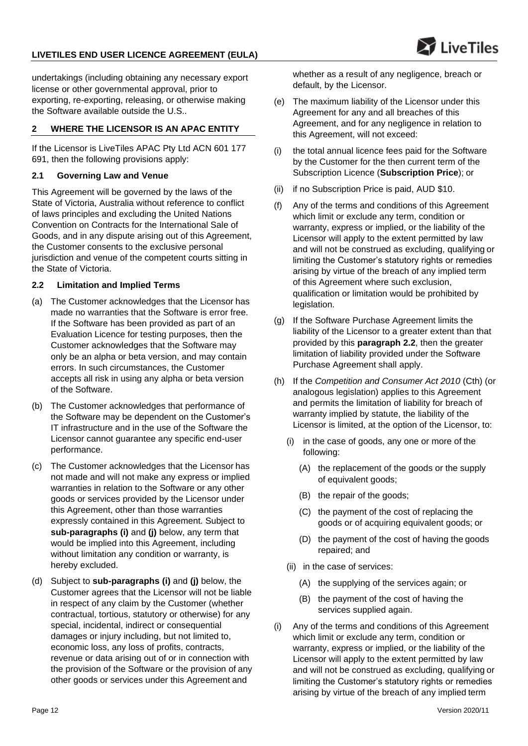undertakings (including obtaining any necessary export license or other governmental approval, prior to exporting, re-exporting, releasing, or otherwise making the Software available outside the U.S..

## 2 WHERE THE LICENSOR IS AN APAC ENTITY

If the Licensor is LiveTiles APAC Pty Ltd ACN 601 177 691, then the following provisions apply:

### 2.1 Governing Law and Venue

This Agreement will be governed by the laws of the State of Victoria, Australia without reference to conflict of laws principles and excluding the United Nations Convention on Contracts for the International Sale of Goods, and in any dispute arising out of this Agreement, the Customer consents to the exclusive personal jurisdiction and venue of the competent courts sitting in the State of Victoria.

### 2.2 Limitation and Implied Terms

(a) The Customer acknowledges that the Licensor has made no warranties that the Software is error free. If the Software has been provided as part of an Evaluation Licence for testing purposes, then the Customer acknowledges that the Software may only be an alpha or beta version, and may contain errors. In such circumstances, the Customer accepts all risk in using any alpha or beta version of the Software.

(b) The Customer acknowledges that performance of the Software may be dependent on the Customer's IT infrastructure and in the use of the Software the Licensor cannot guarantee any specific end-user performance.

(c) The Customer acknowledges that the Licensor has not made and will not make any express or implied warranties in relation to the Software or any other goods or services provided by the Licensor under this Agreement, other than those warranties expressly contained in this Agreement. Subject to **sub-paragraphs (i)** and **(j)** below, any term that would be implied into this Agreement, including without limitation any condition or warranty, is hereby excluded.

(d) Subject to **sub-paragraphs (i)** and **(j)** below, the Customer agrees that the Licensor will not be liable in respect of any claim by the Customer (whether contractual, tortious, statutory or otherwise) for any special, incidental, indirect or consequential damages or injury including, but not limited to, economic loss, any loss of profits, contracts, revenue or data arising out of or in connection with the provision of the Software or the provision of any other goods or services under this Agreement and whether as a result of any negligence, breach or default, by the Licensor.

(e) The maximum liability of the Licensor under this Agreement for any and all breaches of this Agreement, and for any negligence in relation to this Agreement, will not exceed:

(i) the total annual licence fees paid for the Software by the Customer for the then current term of the Subscription Licence (**Subscription Price**); or

(ii) if no Subscription Price is paid, AUD $10.

(f) Any of the terms and conditions of this Agreement which limit or exclude any term, condition or warranty, express or implied, or the liability of the Licensor will apply to the extent permitted by law and will not be construed as excluding, qualifying or limiting the Customer's statutory rights or remedies arising by virtue of the breach of any implied term of this Agreement where such exclusion, qualification or limitation would be prohibited by legislation.

(g) If the Software Purchase Agreement limits the liability of the Licensor to a greater extent than that provided by this **paragraph 2.2**, then the greater limitation of liability provided under the Software Purchase Agreement shall apply.

(h) If the *Competition and Consumer Act 2010* (Cth) (or analogous legislation) applies to this Agreement and permits the limitation of liability for breach of warranty implied by statute, the liability of the Licensor is limited, at the option of the Licensor, to:

   (i) in the case of goods, any one or more of the following:

      (A) the replacement of the goods or the supply of equivalent goods;

      (B) the repair of the goods;

      (C) the payment of the cost of replacing the goods or of acquiring equivalent goods; or

      (D) the payment of the cost of having the goods repaired; and

   (ii) in the case of services:

      (A) the supplying of the services again; or

      (B) the payment of the cost of having the services supplied again.

(i) Any of the terms and conditions of this Agreement which limit or exclude any term, condition or warranty, express or implied, or the liability of the Licensor will apply to the extent permitted by law and will not be construed as excluding, qualifying or limiting the Customer's statutory rights or remedies arising by virtue of the breach of any implied term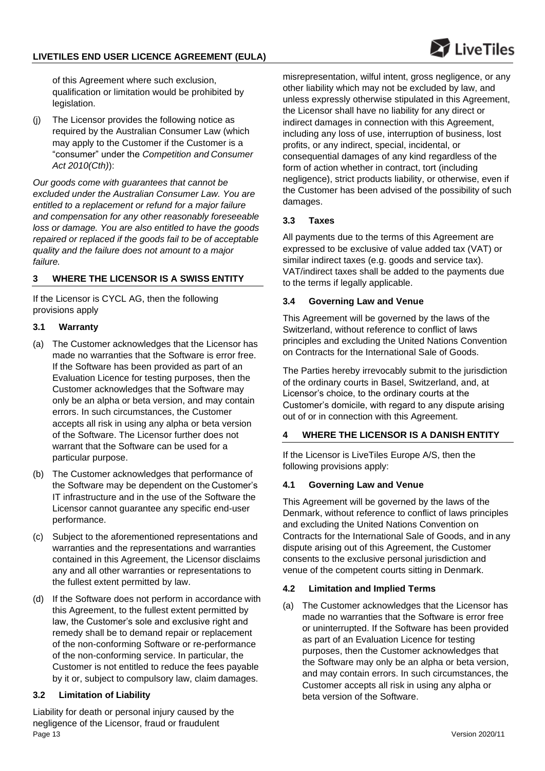of this Agreement where such exclusion, qualification or limitation would be prohibited by legislation.

(j) The Licensor provides the following notice as required by the Australian Consumer Law (which may apply to the Customer if the Customer is a "consumer" under the *Competition and Consumer Act 2010(Cth)*):

*Our goods come with guarantees that cannot be excluded under the Australian Consumer Law. You are entitled to a replacement or refund for a major failure and compensation for any other reasonably foreseeable loss or damage. You are also entitled to have the goods repaired or replaced if the goods fail to be of acceptable quality and the failure does not amount to a major failure.*

## 3 WHERE THE LICENSOR IS A SWISS ENTITY

If the Licensor is CYCL AG, then the following provisions apply

### 3.1 Warranty

(a) The Customer acknowledges that the Licensor has made no warranties that the Software is error free. If the Software has been provided as part of an Evaluation Licence for testing purposes, then the Customer acknowledges that the Software may only be an alpha or beta version, and may contain errors. In such circumstances, the Customer accepts all risk in using any alpha or beta version of the Software. The Licensor further does not warrant that the Software can be used for a particular purpose.

(b) The Customer acknowledges that performance of the Software may be dependent on the Customer's IT infrastructure and in the use of the Software the Licensor cannot guarantee any specific end-user performance.

(c) Subject to the aforementioned representations and warranties and the representations and warranties contained in this Agreement, the Licensor disclaims any and all other warranties or representations to the fullest extent permitted by law.

(d) If the Software does not perform in accordance with this Agreement, to the fullest extent permitted by law, the Customer's sole and exclusive right and remedy shall be to demand repair or replacement of the non-conforming Software or re-performance of the non-conforming service. In particular, the Customer is not entitled to reduce the fees payable by it or, subject to compulsory law, claim damages.

### 3.2 Limitation of Liability

Liability for death or personal injury caused by the negligence of the Licensor, fraud or fraudulent misrepresentation, wilful intent, gross negligence, or any other liability which may not be excluded by law, and unless expressly otherwise stipulated in this Agreement, the Licensor shall have no liability for any direct or indirect damages in connection with this Agreement, including any loss of use, interruption of business, lost profits, or any indirect, special, incidental, or consequential damages of any kind regardless of the form of action whether in contract, tort (including negligence), strict products liability, or otherwise, even if the Customer has been advised of the possibility of such damages.

### 3.3 Taxes

All payments due to the terms of this Agreement are expressed to be exclusive of value added tax (VAT) or similar indirect taxes (e.g. goods and service tax). VAT/indirect taxes shall be added to the payments due to the terms if legally applicable.

### 3.4 Governing Law and Venue

This Agreement will be governed by the laws of the Switzerland, without reference to conflict of laws principles and excluding the United Nations Convention on Contracts for the International Sale of Goods.

The Parties hereby irrevocably submit to the jurisdiction of the ordinary courts in Basel, Switzerland, and, at Licensor's choice, to the ordinary courts at the Customer's domicile, with regard to any dispute arising out of or in connection with this Agreement.

## 4 WHERE THE LICENSOR IS A DANISH ENTITY

If the Licensor is LiveTiles Europe A/S, then the following provisions apply:

### 4.1 Governing Law and Venue

This Agreement will be governed by the laws of the Denmark, without reference to conflict of laws principles and excluding the United Nations Convention on Contracts for the International Sale of Goods, and in any dispute arising out of this Agreement, the Customer consents to the exclusive personal jurisdiction and venue of the competent courts sitting in Denmark.

### 4.2 Limitation and Implied Terms

(a) The Customer acknowledges that the Licensor has made no warranties that the Software is error free or uninterrupted. If the Software has been provided as part of an Evaluation Licence for testing purposes, then the Customer acknowledges that the Software may only be an alpha or beta version, and may contain errors. In such circumstances, the Customer accepts all risk in using any alpha or beta version of the Software.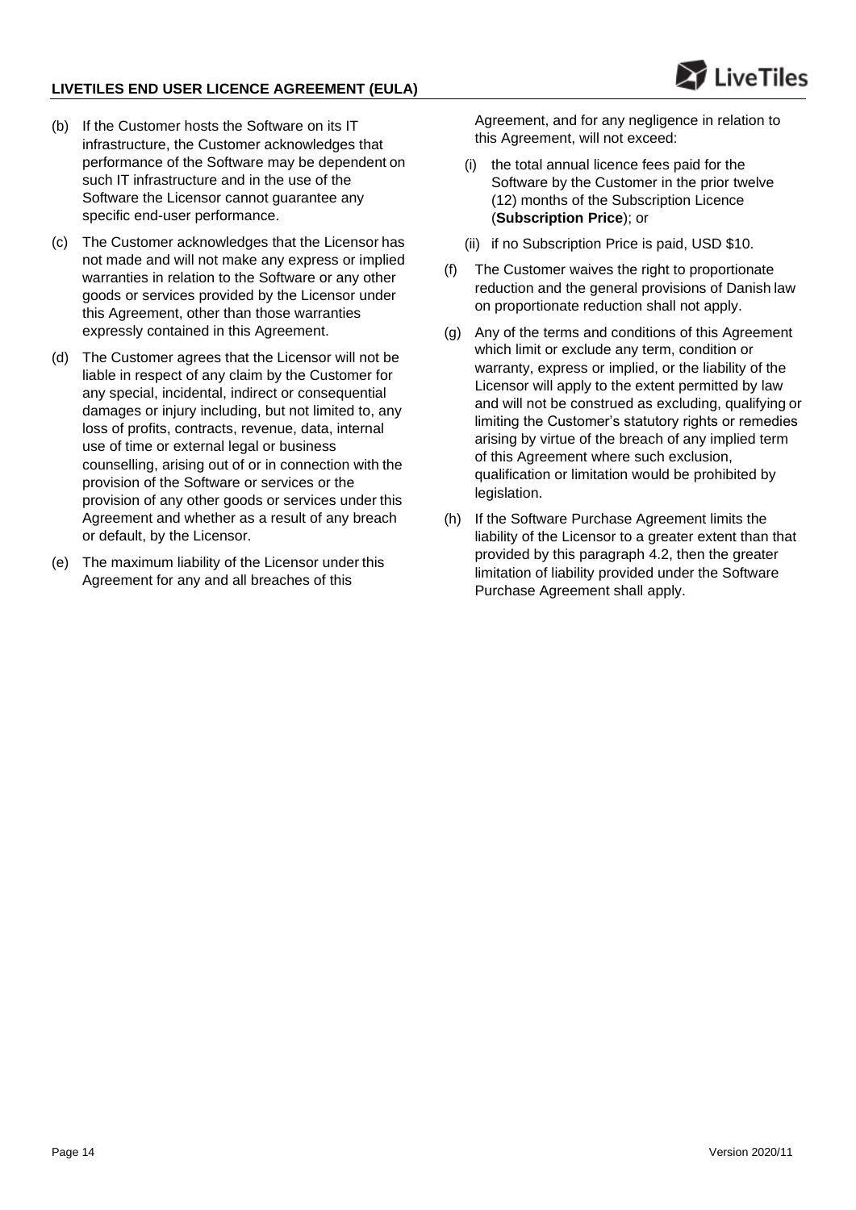(b) If the Customer hosts the Software on its IT infrastructure, the Customer acknowledges that performance of the Software may be dependent on such IT infrastructure and in the use of the Software the Licensor cannot guarantee any specific end-user performance.

(c) The Customer acknowledges that the Licensor has not made and will not make any express or implied warranties in relation to the Software or any other goods or services provided by the Licensor under this Agreement, other than those warranties expressly contained in this Agreement.

(d) The Customer agrees that the Licensor will not be liable in respect of any claim by the Customer for any special, incidental, indirect or consequential damages or injury including, but not limited to, any loss of profits, contracts, revenue, data, internal use of time or external legal or business counselling, arising out of or in connection with the provision of the Software or services or the provision of any other goods or services under this Agreement and whether as a result of any breach or default, by the Licensor.

(e) The maximum liability of the Licensor under this Agreement for any and all breaches of this Agreement, and for any negligence in relation to this Agreement, will not exceed:

   (i) the total annual licence fees paid for the Software by the Customer in the prior twelve (12) months of the Subscription Licence (**Subscription Price**); or

   (ii) if no Subscription Price is paid, USD $10.

(f) The Customer waives the right to proportionate reduction and the general provisions of Danish law on proportionate reduction shall not apply.

(g) Any of the terms and conditions of this Agreement which limit or exclude any term, condition or warranty, express or implied, or the liability of the Licensor will apply to the extent permitted by law and will not be construed as excluding, qualifying or limiting the Customer's statutory rights or remedies arising by virtue of the breach of any implied term of this Agreement where such exclusion, qualification or limitation would be prohibited by legislation.

(h) If the Software Purchase Agreement limits the liability of the Licensor to a greater extent than that provided by this paragraph 4.2, then the greater limitation of liability provided under the Software Purchase Agreement shall apply.